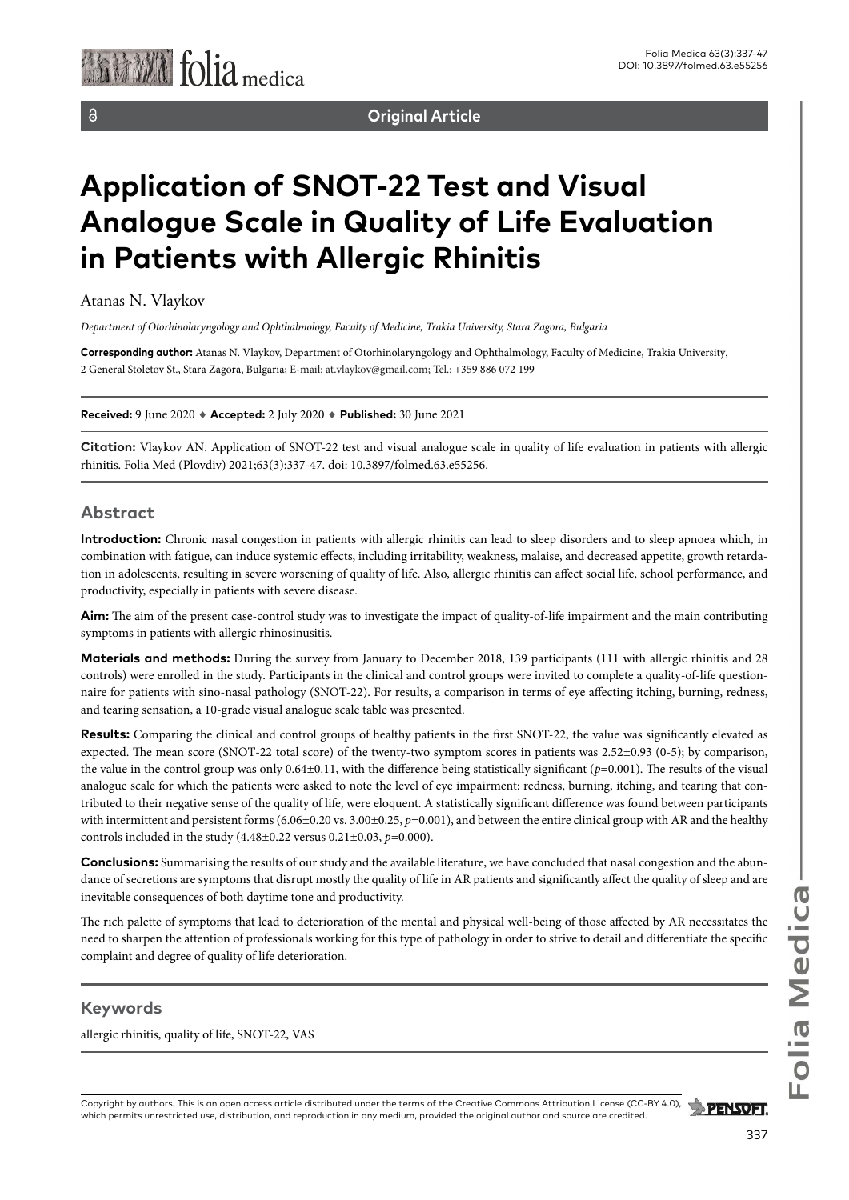**Original Article**

# Application of SNOT-22 Test and Visual Analogue Scale in Quality of Life Evaluation in Patients with Allergic Rhinitis

Atanas N. Vlaykov

*Department of Otorhinolaryngology and Ophthalmology, Faculty of Medicine, Trakia University, Stara Zagora, Bulgaria*

**Corresponding author:** Atanas N. Vlaykov, Department of Otorhinolaryngology and Ophthalmology, Faculty of Medicine, Trakia University, 2 General Stoletov St., Stara Zagora, Bulgaria; E-mail: at.vlaykov@gmail.com; Tel.: +359 886 072 199

**Received:** 9 June 2020 ♦ **Accepted:** 2 July 2020 ♦ **Published:** 30 June 2021

**Citation:** Vlaykov AN. Application of SNOT-22 test and visual analogue scale in quality of life evaluation in patients with allergic rhinitis. Folia Med (Plovdiv) 2021;63(3):337-47. doi: 10.3897/folmed.63.e55256.

## Abstract

**Introduction:** Chronic nasal congestion in patients with allergic rhinitis can lead to sleep disorders and to sleep apnoea which, in combination with fatigue, can induce systemic effects, including irritability, weakness, malaise, and decreased appetite, growth retardation in adolescents, resulting in severe worsening of quality of life. Also, allergic rhinitis can affect social life, school performance, and productivity, especially in patients with severe disease.

**Aim:** The aim of the present case-control study was to investigate the impact of quality-of-life impairment and the main contributing symptoms in patients with allergic rhinosinusitis.

**Materials and methods:** During the survey from January to December 2018, 139 participants (111 with allergic rhinitis and 28 controls) were enrolled in the study. Participants in the clinical and control groups were invited to complete a quality-of-life questionnaire for patients with sino-nasal pathology (SNOT-22). For results, a comparison in terms of eye affecting itching, burning, redness, and tearing sensation, a 10-grade visual analogue scale table was presented.

**Results:** Comparing the clinical and control groups of healthy patients in the first SNOT-22, the value was significantly elevated as expected. The mean score (SNOT-22 total score) of the twenty-two symptom scores in patients was 2.52±0.93 (0-5); by comparison, the value in the control group was only 0.64±0.11, with the difference being statistically significant ($p$=0.001). The results of the visual analogue scale for which the patients were asked to note the level of eye impairment: redness, burning, itching, and tearing that contributed to their negative sense of the quality of life, were eloquent. A statistically significant difference was found between participants with intermittent and persistent forms (6.06±0.20 vs. 3.00±0.25, $p$=0.001), and between the entire clinical group with AR and the healthy controls included in the study (4.48±0.22 versus 0.21±0.03, $p$=0.000).

**Conclusions:** Summarising the results of our study and the available literature, we have concluded that nasal congestion and the abundance of secretions are symptoms that disrupt mostly the quality of life in AR patients and significantly affect the quality of sleep and are inevitable consequences of both daytime tone and productivity.

The rich palette of symptoms that lead to deterioration of the mental and physical well-being of those affected by AR necessitates the need to sharpen the attention of professionals working for this type of pathology in order to strive to detail and differentiate the specific complaint and degree of quality of life deterioration.

## Keywords

allergic rhinitis, quality of life, SNOT-22, VAS

Copyright by authors. This is an open access article distributed under the terms of the Creative Commons Attribution License (CC-BY 4.0), which permits unrestricted use, distribution, and reproduction in any medium, provided the original author and source are credited.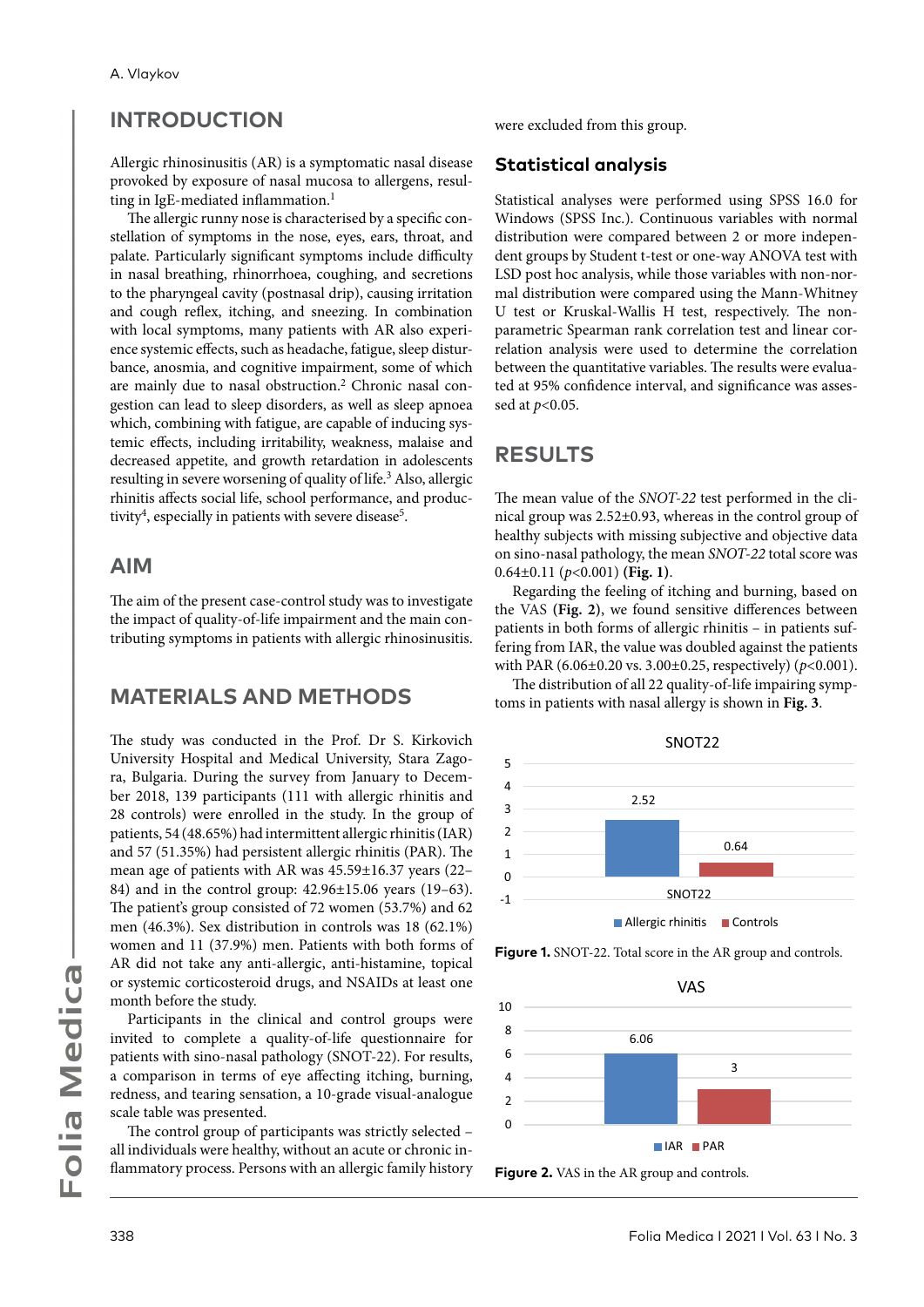## INTRODUCTION

Allergic rhinosinusitis (AR) is a symptomatic nasal disease provoked by exposure of nasal mucosa to allergens, resulting in IgE-mediated inflammation.[1]

The allergic runny nose is characterised by a specific constellation of symptoms in the nose, eyes, ears, throat, and palate. Particularly significant symptoms include difficulty in nasal breathing, rhinorrhoea, coughing, and secretions to the pharyngeal cavity (postnasal drip), causing irritation and cough reflex, itching, and sneezing. In combination with local symptoms, many patients with AR also experience systemic effects, such as headache, fatigue, sleep disturbance, anosmia, and cognitive impairment, some of which are mainly due to nasal obstruction.[2] Chronic nasal congestion can lead to sleep disorders, as well as sleep apnoea which, combining with fatigue, are capable of inducing systemic effects, including irritability, weakness, malaise and decreased appetite, and growth retardation in adolescents resulting in severe worsening of quality of life.[3] Also, allergic rhinitis affects social life, school performance, and productivity[4], especially in patients with severe disease[5].

## AIM

The aim of the present case-control study was to investigate the impact of quality-of-life impairment and the main contributing symptoms in patients with allergic rhinosinusitis.

## MATERIALS AND METHODS

The study was conducted in the Prof. Dr S. Kirkovich University Hospital and Medical University, Stara Zagora, Bulgaria. During the survey from January to December 2018, 139 participants (111 with allergic rhinitis and 28 controls) were enrolled in the study. In the group of patients, 54 (48.65%) had intermittent allergic rhinitis (IAR) and 57 (51.35%) had persistent allergic rhinitis (PAR). The mean age of patients with AR was 45.59±16.37 years (22–84) and in the control group: 42.96±15.06 years (19–63). The patient's group consisted of 72 women (53.7%) and 62 men (46.3%). Sex distribution in controls was 18 (62.1%) women and 11 (37.9%) men. Patients with both forms of AR did not take any anti-allergic, anti-histamine, topical or systemic corticosteroid drugs, and NSAIDs at least one month before the study.

Participants in the clinical and control groups were invited to complete a quality-of-life questionnaire for patients with sino-nasal pathology (SNOT-22). For results, a comparison in terms of eye affecting itching, burning, redness, and tearing sensation, a 10-grade visual-analogue scale table was presented.

The control group of participants was strictly selected – all individuals were healthy, without an acute or chronic inflammatory process. Persons with an allergic family history were excluded from this group.

### Statistical analysis

Statistical analyses were performed using SPSS 16.0 for Windows (SPSS Inc.). Continuous variables with normal distribution were compared between 2 or more independent groups by Student t-test or one-way ANOVA test with LSD post hoc analysis, while those variables with non-normal distribution were compared using the Mann-Whitney U test or Kruskal-Wallis H test, respectively. The non-parametric Spearman rank correlation test and linear correlation analysis were used to determine the correlation between the quantitative variables. The results were evaluated at 95% confidence interval, and significance was assessed at $p<0.05$.

## RESULTS

The mean value of the *SNOT-22* test performed in the clinical group was 2.52±0.93, whereas in the control group of healthy subjects with missing subjective and objective data on sino-nasal pathology, the mean *SNOT-22* total score was 0.64±0.11 ($p<0.001$) **(Fig. 1)**.

Regarding the feeling of itching and burning, based on the VAS **(Fig. 2)**, we found sensitive differences between patients in both forms of allergic rhinitis – in patients suffering from IAR, the value was doubled against the patients with PAR (6.06±0.20 vs. 3.00±0.25, respectively) ($p<0.001$).

The distribution of all 22 quality-of-life impairing symptoms in patients with nasal allergy is shown in **Fig. 3**.

**Figure 1.** SNOT-22. Total score in the AR group and controls.

**Figure 2.** VAS in the AR group and controls.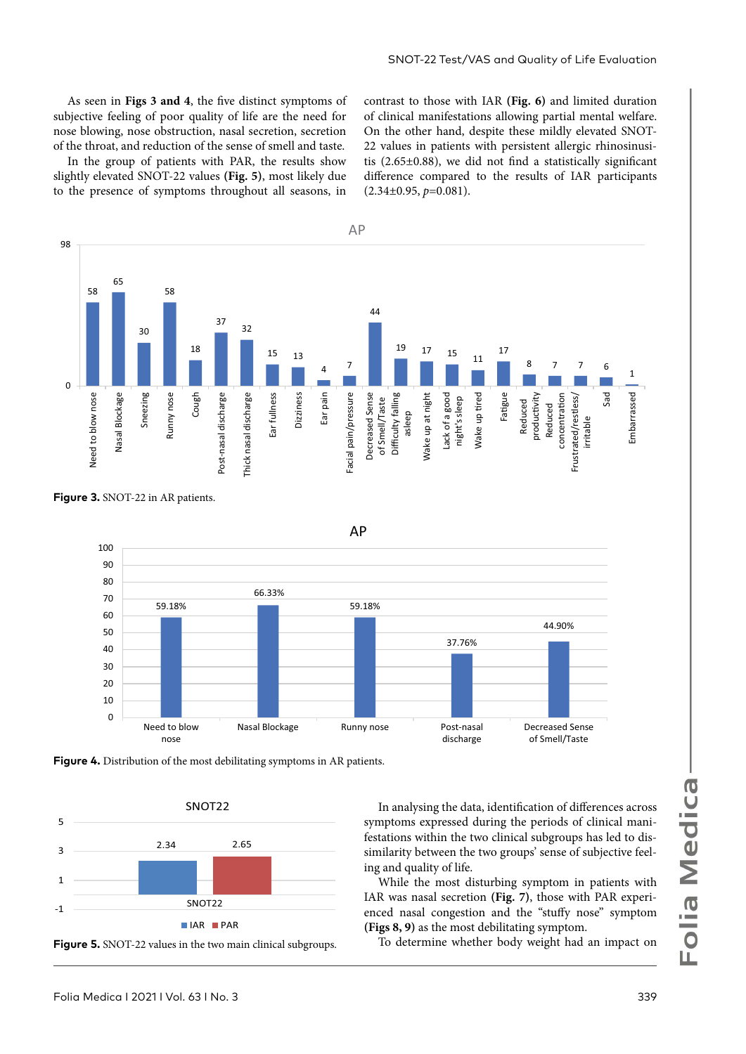As seen in **Figs 3 and 4**, the five distinct symptoms of subjective feeling of poor quality of life are the need for nose blowing, nose obstruction, nasal secretion, secretion of the throat, and reduction of the sense of smell and taste.

In the group of patients with PAR, the results show slightly elevated SNOT-22 values **(Fig. 5)**, most likely due to the presence of symptoms throughout all seasons, in contrast to those with IAR **(Fig. 6)** and limited duration of clinical manifestations allowing partial mental welfare. On the other hand, despite these mildly elevated SNOT-22 values in patients with persistent allergic rhinosinusitis (2.65±0.88), we did not find a statistically significant difference compared to the results of IAR participants (2.34±0.95, *p*=0.081).

**Figure 3.** SNOT-22 in AR patients.

**Figure 4.** Distribution of the most debilitating symptoms in AR patients.

**Figure 5.** SNOT-22 values in the two main clinical subgroups.

In analysing the data, identification of differences across symptoms expressed during the periods of clinical manifestations within the two clinical subgroups has led to dissimilarity between the two groups' sense of subjective feeling and quality of life.

While the most disturbing symptom in patients with IAR was nasal secretion **(Fig. 7)**, those with PAR experienced nasal congestion and the "stuffy nose" symptom **(Figs 8, 9)** as the most debilitating symptom.

To determine whether body weight had an impact on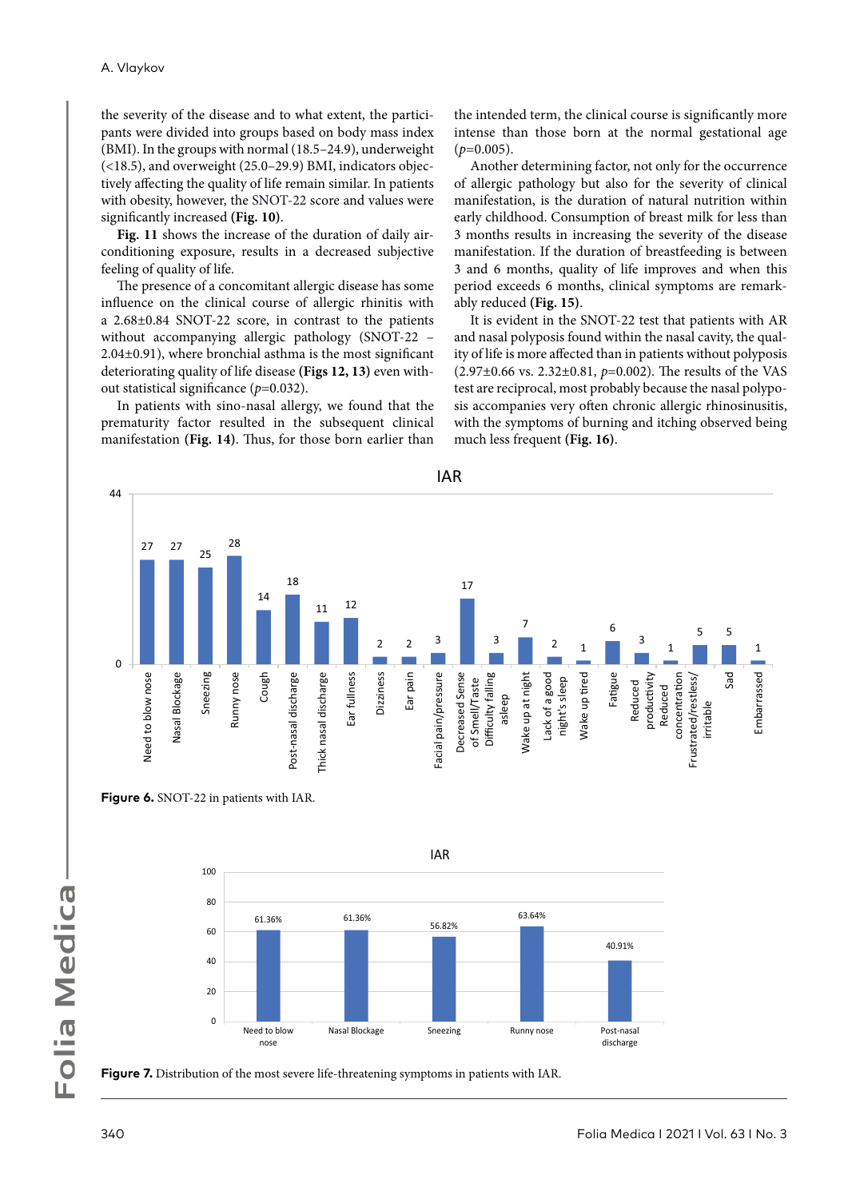the severity of the disease and to what extent, the participants were divided into groups based on body mass index (BMI). In the groups with normal (18.5–24.9), underweight (<18.5), and overweight (25.0–29.9) BMI, indicators objectively affecting the quality of life remain similar. In patients with obesity, however, the SNOT-22 score and values were significantly increased **(Fig. 10)**.

**Fig. 11** shows the increase of the duration of daily air-conditioning exposure, results in a decreased subjective feeling of quality of life.

The presence of a concomitant allergic disease has some influence on the clinical course of allergic rhinitis with a 2.68±0.84 SNOT-22 score, in contrast to the patients without accompanying allergic pathology (SNOT-22 – 2.04±0.91), where bronchial asthma is the most significant deteriorating quality of life disease **(Figs 12, 13)** even without statistical significance (*p*=0.032).

In patients with sino-nasal allergy, we found that the prematurity factor resulted in the subsequent clinical manifestation **(Fig. 14)**. Thus, for those born earlier than the intended term, the clinical course is significantly more intense than those born at the normal gestational age (*p*=0.005).

Another determining factor, not only for the occurrence of allergic pathology but also for the severity of clinical manifestation, is the duration of natural nutrition within early childhood. Consumption of breast milk for less than 3 months results in increasing the severity of the disease manifestation. If the duration of breastfeeding is between 3 and 6 months, quality of life improves and when this period exceeds 6 months, clinical symptoms are remarkably reduced **(Fig. 15)**.

It is evident in the SNOT-22 test that patients with AR and nasal polyposis found within the nasal cavity, the quality of life is more affected than in patients without polyposis (2.97±0.66 vs. 2.32±0.81, *p*=0.002). The results of the VAS test are reciprocal, most probably because the nasal polyposis accompanies very often chronic allergic rhinosinusitis, with the symptoms of burning and itching observed being much less frequent **(Fig. 16)**.

**Figure 6.** SNOT-22 in patients with IAR.

**Figure 7.** Distribution of the most severe life-threatening symptoms in patients with IAR.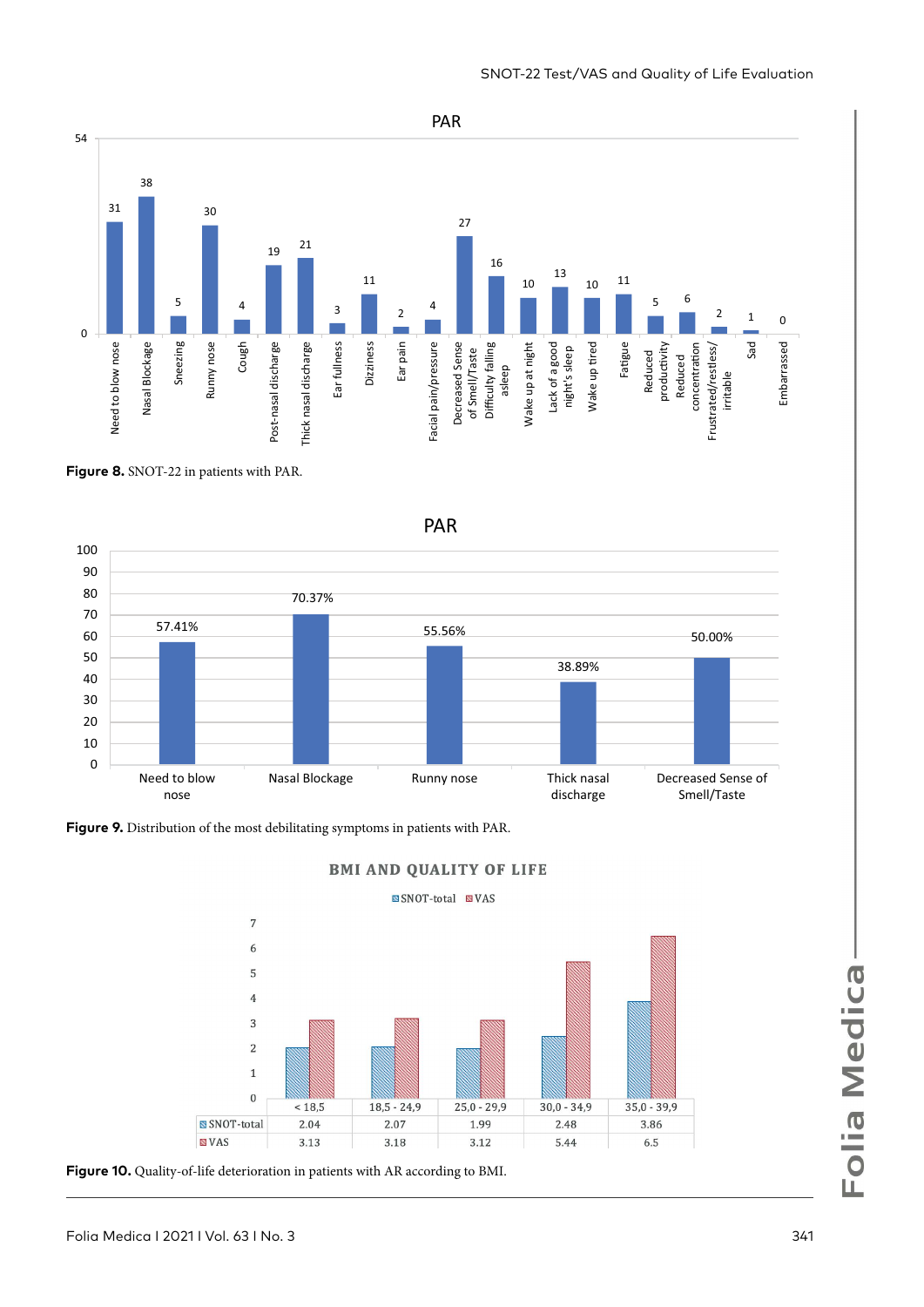Figure 8. SNOT-22 in patients with PAR.

Figure 9. Distribution of the most debilitating symptoms in patients with PAR.

| | < 18,5 | 18,5 - 24,9 | 25,0 - 29,9 | 30,0 - 34,9 | 35,0 - 39,9 |
|---|---|---|---|---|---|
| SNOT-total | 2.04 | 2.07 | 1.99 | 2.48 | 3.86 |
| VAS | 3.13 | 3.18 | 3.12 | 5.44 | 6.5 |

Figure 10. Quality-of-life deterioration in patients with AR according to BMI.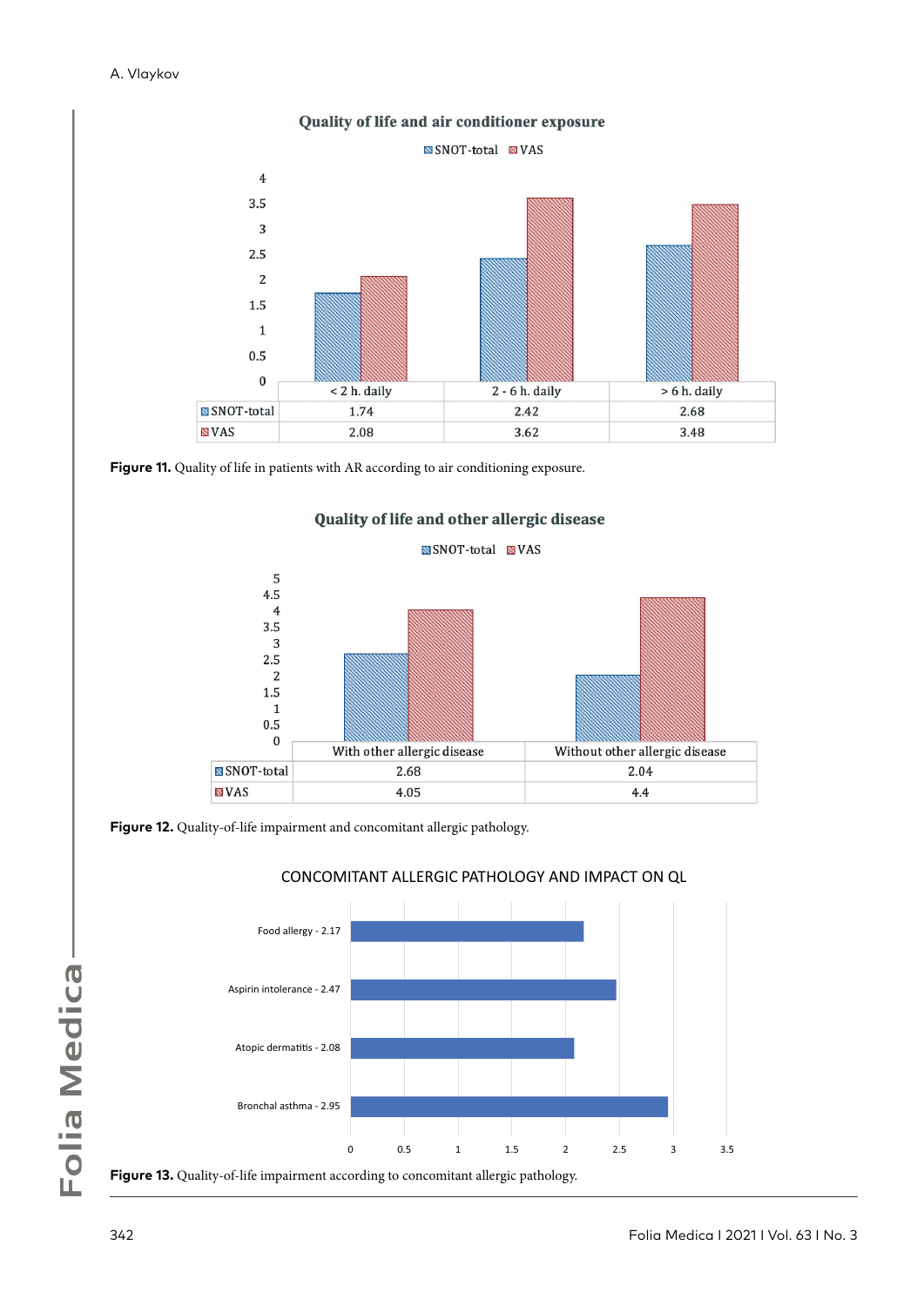**Quality of life and air conditioner exposure**

| | < 2 h. daily | 2 - 6 h. daily | > 6 h. daily |
|---|---|---|---|
| SNOT-total | 1.74 | 2.42 | 2.68 |
| VAS | 2.08 | 3.62 | 3.48 |

**Figure 11.** Quality of life in patients with AR according to air conditioning exposure.

**Quality of life and other allergic disease**

| | With other allergic disease | Without other allergic disease |
|---|---|---|
| SNOT-total | 2.68 | 2.04 |
| VAS | 4.05 | 4.4 |

**Figure 12.** Quality-of-life impairment and concomitant allergic pathology.

CONCOMITANT ALLERGIC PATHOLOGY AND IMPACT ON QL

- Food allergy - 2.17
- Aspirin intolerance - 2.47
- Atopic dermatitis - 2.08
- Bronchal asthma - 2.95

**Figure 13.** Quality-of-life impairment according to concomitant allergic pathology.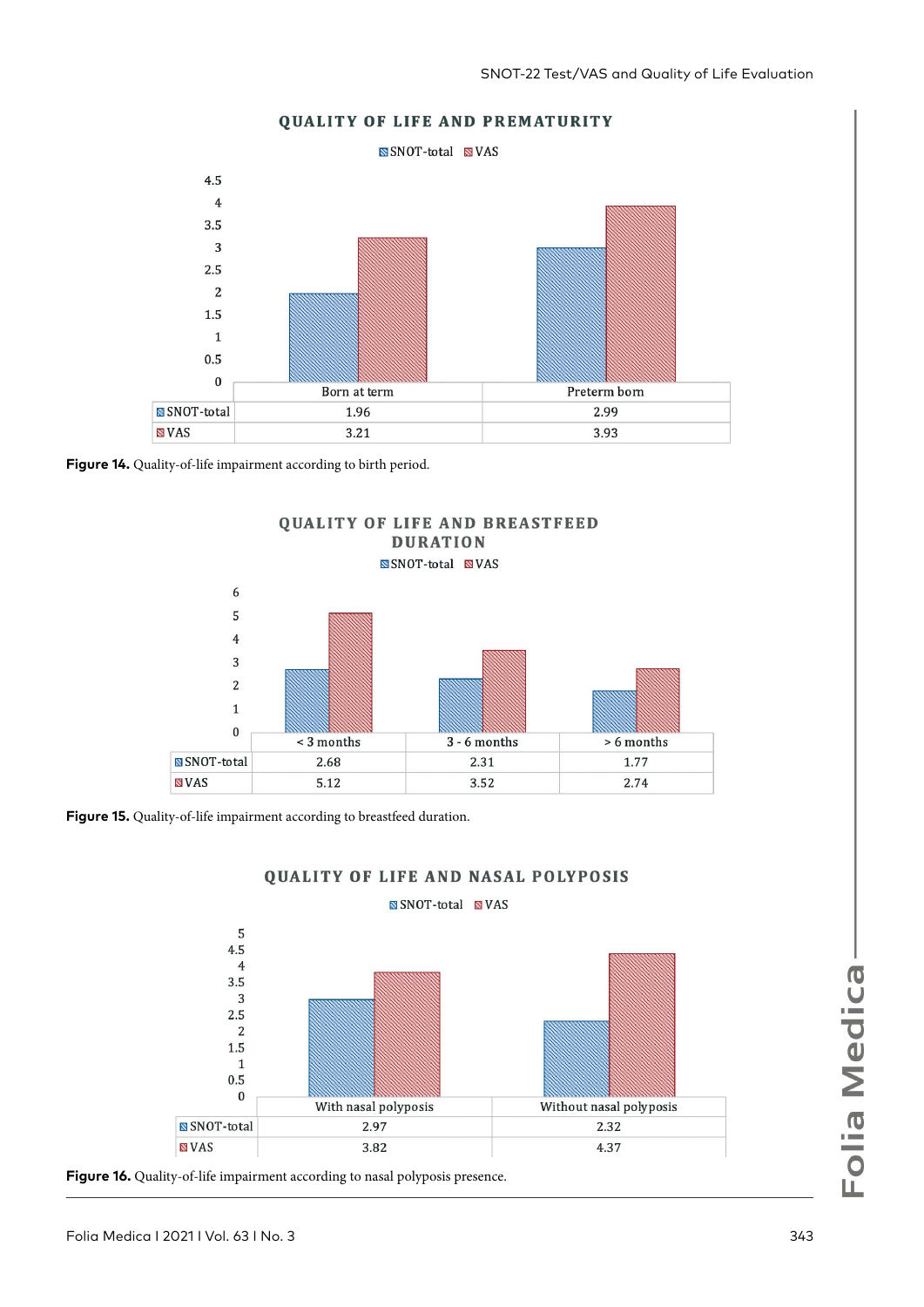**QUALITY OF LIFE AND PREMATURITY**

| | Born at term | Preterm born |
|---|---|---|
| SNOT-total | 1.96 | 2.99 |
| VAS | 3.21 | 3.93 |

**Figure 14.** Quality-of-life impairment according to birth period.

**QUALITY OF LIFE AND BREASTFEED DURATION**

| | < 3 months | 3 - 6 months | > 6 months |
|---|---|---|---|
| SNOT-total | 2.68 | 2.31 | 1.77 |
| VAS | 5.12 | 3.52 | 2.74 |

**Figure 15.** Quality-of-life impairment according to breastfeed duration.

**QUALITY OF LIFE AND NASAL POLYPOSIS**

| | With nasal polyposis | Without nasal polyposis |
|---|---|---|
| SNOT-total | 2.97 | 2.32 |
| VAS | 3.82 | 4.37 |

**Figure 16.** Quality-of-life impairment according to nasal polyposis presence.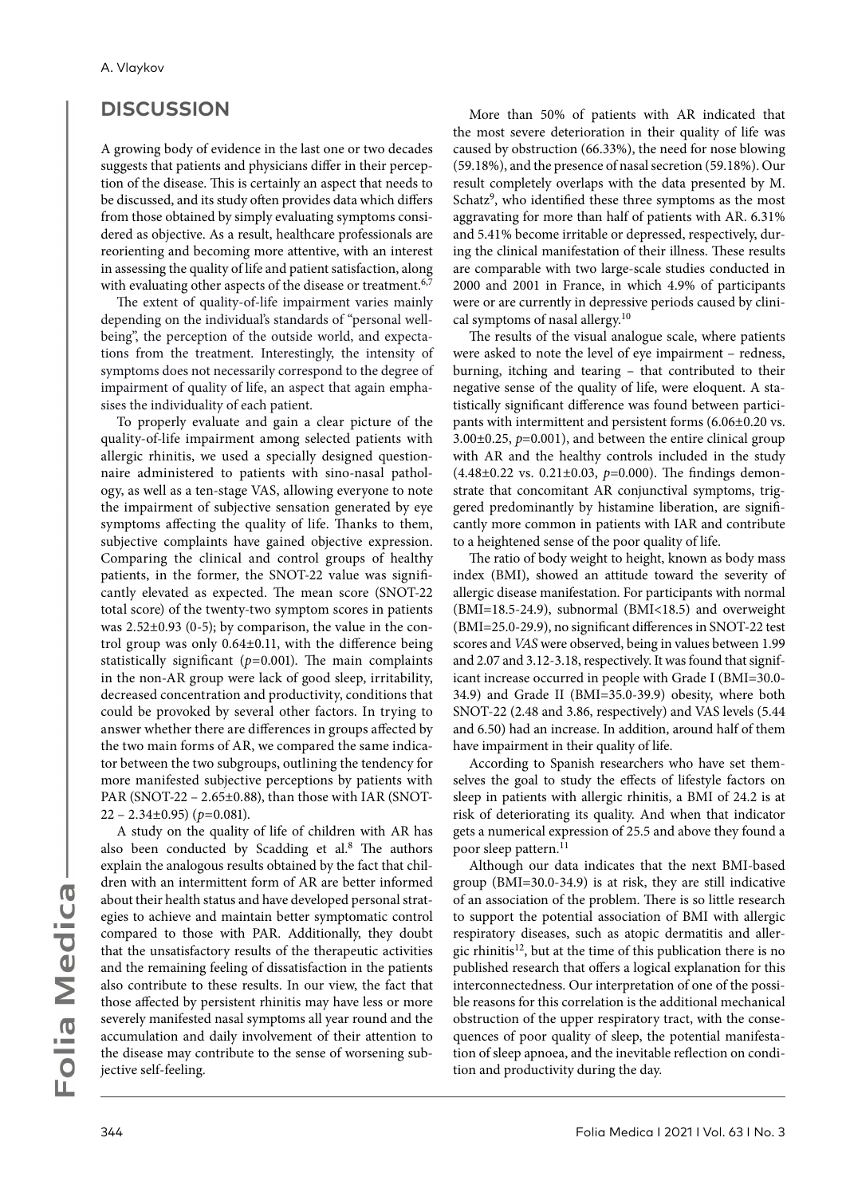## DISCUSSION

A growing body of evidence in the last one or two decades suggests that patients and physicians differ in their perception of the disease. This is certainly an aspect that needs to be discussed, and its study often provides data which differs from those obtained by simply evaluating symptoms considered as objective. As a result, healthcare professionals are reorienting and becoming more attentive, with an interest in assessing the quality of life and patient satisfaction, along with evaluating other aspects of the disease or treatment.[6,7]

The extent of quality-of-life impairment varies mainly depending on the individual's standards of "personal wellbeing", the perception of the outside world, and expectations from the treatment. Interestingly, the intensity of symptoms does not necessarily correspond to the degree of impairment of quality of life, an aspect that again emphasises the individuality of each patient.

To properly evaluate and gain a clear picture of the quality-of-life impairment among selected patients with allergic rhinitis, we used a specially designed questionnaire administered to patients with sino-nasal pathology, as well as a ten-stage VAS, allowing everyone to note the impairment of subjective sensation generated by eye symptoms affecting the quality of life. Thanks to them, subjective complaints have gained objective expression. Comparing the clinical and control groups of healthy patients, in the former, the SNOT-22 value was significantly elevated as expected. The mean score (SNOT-22 total score) of the twenty-two symptom scores in patients was 2.52±0.93 (0-5); by comparison, the value in the control group was only 0.64±0.11, with the difference being statistically significant (*p*=0.001). The main complaints in the non-AR group were lack of good sleep, irritability, decreased concentration and productivity, conditions that could be provoked by several other factors. In trying to answer whether there are differences in groups affected by the two main forms of AR, we compared the same indicator between the two subgroups, outlining the tendency for more manifested subjective perceptions by patients with PAR (SNOT-22 – 2.65±0.88), than those with IAR (SNOT-22 – 2.34±0.95) (*p*=0.081).

A study on the quality of life of children with AR has also been conducted by Scadding et al.[8] The authors explain the analogous results obtained by the fact that children with an intermittent form of AR are better informed about their health status and have developed personal strategies to achieve and maintain better symptomatic control compared to those with PAR. Additionally, they doubt that the unsatisfactory results of the therapeutic activities and the remaining feeling of dissatisfaction in the patients also contribute to these results. In our view, the fact that those affected by persistent rhinitis may have less or more severely manifested nasal symptoms all year round and the accumulation and daily involvement of their attention to the disease may contribute to the sense of worsening subjective self-feeling.

More than 50% of patients with AR indicated that the most severe deterioration in their quality of life was caused by obstruction (66.33%), the need for nose blowing (59.18%), and the presence of nasal secretion (59.18%). Our result completely overlaps with the data presented by M. Schatz[9], who identified these three symptoms as the most aggravating for more than half of patients with AR. 6.31% and 5.41% become irritable or depressed, respectively, during the clinical manifestation of their illness. These results are comparable with two large-scale studies conducted in 2000 and 2001 in France, in which 4.9% of participants were or are currently in depressive periods caused by clinical symptoms of nasal allergy.[10]

The results of the visual analogue scale, where patients were asked to note the level of eye impairment – redness, burning, itching and tearing – that contributed to their negative sense of the quality of life, were eloquent. A statistically significant difference was found between participants with intermittent and persistent forms (6.06±0.20 vs. 3.00±0.25, *p*=0.001), and between the entire clinical group with AR and the healthy controls included in the study (4.48±0.22 vs. 0.21±0.03, *p*=0.000). The findings demonstrate that concomitant AR conjunctival symptoms, triggered predominantly by histamine liberation, are significantly more common in patients with IAR and contribute to a heightened sense of the poor quality of life.

The ratio of body weight to height, known as body mass index (BMI), showed an attitude toward the severity of allergic disease manifestation. For participants with normal (BMI=18.5-24.9), subnormal (BMI<18.5) and overweight (BMI=25.0-29.9), no significant differences in SNOT-22 test scores and *VAS* were observed, being in values between 1.99 and 2.07 and 3.12-3.18, respectively. It was found that significant increase occurred in people with Grade I (BMI=30.0-34.9) and Grade II (BMI=35.0-39.9) obesity, where both SNOT-22 (2.48 and 3.86, respectively) and VAS levels (5.44 and 6.50) had an increase. In addition, around half of them have impairment in their quality of life.

According to Spanish researchers who have set themselves the goal to study the effects of lifestyle factors on sleep in patients with allergic rhinitis, a BMI of 24.2 is at risk of deteriorating its quality. And when that indicator gets a numerical expression of 25.5 and above they found a poor sleep pattern.[11]

Although our data indicates that the next BMI-based group (BMI=30.0-34.9) is at risk, they are still indicative of an association of the problem. There is so little research to support the potential association of BMI with allergic respiratory diseases, such as atopic dermatitis and allergic rhinitis[12], but at the time of this publication there is no published research that offers a logical explanation for this interconnectedness. Our interpretation of one of the possible reasons for this correlation is the additional mechanical obstruction of the upper respiratory tract, with the consequences of poor quality of sleep, the potential manifestation of sleep apnoea, and the inevitable reflection on condition and productivity during the day.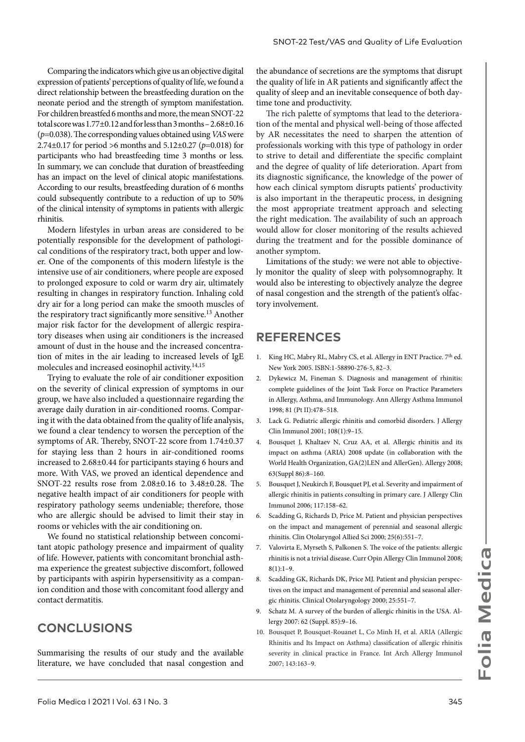Comparing the indicators which give us an objective digital expression of patients' perceptions of quality of life, we found a direct relationship between the breastfeeding duration on the neonate period and the strength of symptom manifestation. For children breastfed 6 months and more, the mean SNOT-22 total score was 1.77±0.12 and for less than 3 months – 2.68±0.16 ($p$=0.038). The corresponding values obtained using *VAS* were 2.74±0.17 for period >6 months and 5.12±0.27 ($p$=0.018) for participants who had breastfeeding time 3 months or less. In summary, we can conclude that duration of breastfeeding has an impact on the level of clinical atopic manifestations. According to our results, breastfeeding duration of 6 months could subsequently contribute to a reduction of up to 50% of the clinical intensity of symptoms in patients with allergic rhinitis.

Modern lifestyles in urban areas are considered to be potentially responsible for the development of pathological conditions of the respiratory tract, both upper and lower. One of the components of this modern lifestyle is the intensive use of air conditioners, where people are exposed to prolonged exposure to cold or warm dry air, ultimately resulting in changes in respiratory function. Inhaling cold dry air for a long period can make the smooth muscles of the respiratory tract significantly more sensitive.[13] Another major risk factor for the development of allergic respiratory diseases when using air conditioners is the increased amount of dust in the house and the increased concentration of mites in the air leading to increased levels of IgE molecules and increased eosinophil activity.[14,15]

Trying to evaluate the role of air conditioner exposition on the severity of clinical expression of symptoms in our group, we have also included a questionnaire regarding the average daily duration in air-conditioned rooms. Comparing it with the data obtained from the quality of life analysis, we found a clear tendency to worsen the perception of the symptoms of AR. Thereby, SNOT-22 score from 1.74±0.37 for staying less than 2 hours in air-conditioned rooms increased to 2.68±0.44 for participants staying 6 hours and more. With VAS, we proved an identical dependence and SNOT-22 results rose from 2.08±0.16 to 3.48±0.28. The negative health impact of air conditioners for people with respiratory pathology seems undeniable; therefore, those who are allergic should be advised to limit their stay in rooms or vehicles with the air conditioning on.

We found no statistical relationship between concomitant atopic pathology presence and impairment of quality of life. However, patients with concomitant bronchial asthma experience the greatest subjective discomfort, followed by participants with aspirin hypersensitivity as a companion condition and those with concomitant food allergy and contact dermatitis.

## CONCLUSIONS

Summarising the results of our study and the available literature, we have concluded that nasal congestion and the abundance of secretions are the symptoms that disrupt the quality of life in AR patients and significantly affect the quality of sleep and an inevitable consequence of both daytime tone and productivity.

The rich palette of symptoms that lead to the deterioration of the mental and physical well-being of those affected by AR necessitates the need to sharpen the attention of professionals working with this type of pathology in order to strive to detail and differentiate the specific complaint and the degree of quality of life deterioration. Apart from its diagnostic significance, the knowledge of the power of how each clinical symptom disrupts patients' productivity is also important in the therapeutic process, in designing the most appropriate treatment approach and selecting the right medication. The availability of such an approach would allow for closer monitoring of the results achieved during the treatment and for the possible dominance of another symptom.

Limitations of the study: we were not able to objectively monitor the quality of sleep with polysomnography. It would also be interesting to objectively analyze the degree of nasal congestion and the strength of the patient's olfactory involvement.

## REFERENCES

1. King HC, Mabry RL, Mabry CS, et al. Allergy in ENT Practice. 7th ed. New York 2005. ISBN:1-58890-276-5, 82–3.
2. Dykewicz M, Fineman S. Diagnosis and management of rhinitis: complete guidelines of the Joint Task Force on Practice Parameters in Allergy, Asthma, and Immunology. Ann Allergy Asthma Immunol 1998; 81 (Pt II):478–518.
3. Lack G. Pediatric allergic rhinitis and comorbid disorders. J Allergy Clin Immunol 2001; 108(1):9–15.
4. Bousquet J, Khaltaev N, Cruz AA, et al. Allergic rhinitis and its impact on asthma (ARIA) 2008 update (in collaboration with the World Health Organization, GA(2)LEN and AllerGen). Allergy 2008; 63(Suppl 86):8–160.
5. Bousquet J, Neukirch F, Bousquet PJ, et al. Severity and impairment of allergic rhinitis in patients consulting in primary care. J Allergy Clin Immunol 2006; 117:158–62.
6. Scadding G, Richards D, Price M. Patient and physician perspectives on the impact and management of perennial and seasonal allergic rhinitis. Clin Otolaryngol Allied Sci 2000; 25(6):551–7.
7. Valovirta E, Myrseth S, Palkonen S. The voice of the patients: allergic rhinitis is not a trivial disease. Curr Opin Allergy Clin Immunol 2008; 8(1):1–9.
8. Scadding GK, Richards DK, Price MJ. Patient and physician perspectives on the impact and management of perennial and seasonal allergic rhinitis. Clinical Otolaryngology 2000; 25:551–7.
9. Schatz M. A survey of the burden of allergic rhinitis in the USA. Allergy 2007: 62 (Suppl. 85):9–16.
10. Bousquet P, Bousquet-Rouanet L, Co Minh H, et al. ARIA (Allergic Rhinitis and Its Impact on Asthma) classification of allergic rhinitis severity in clinical practice in France. Int Arch Allergy Immunol 2007; 143:163–9.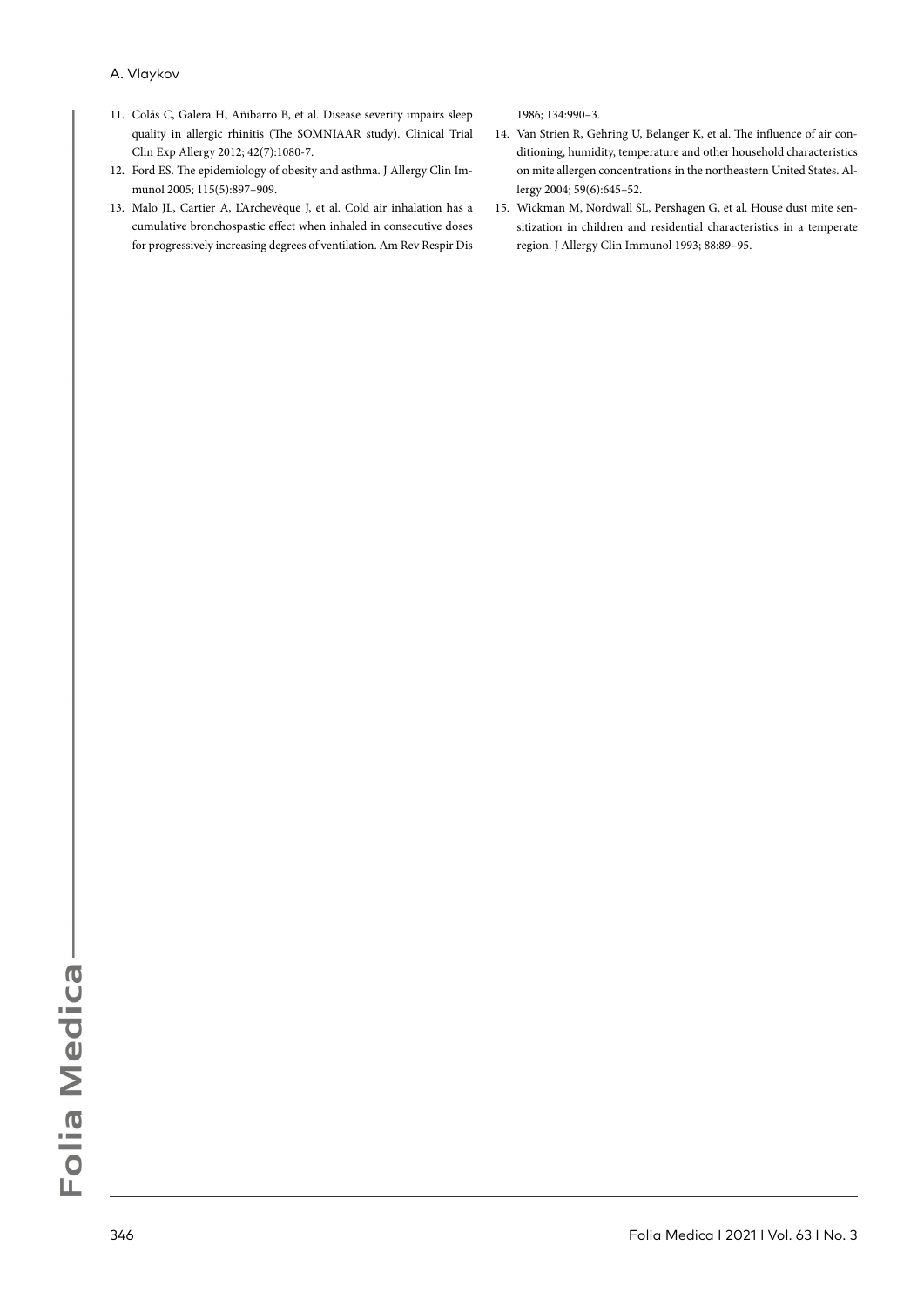11. Colás C, Galera H, Añibarro B, et al. Disease severity impairs sleep quality in allergic rhinitis (The SOMNIAAR study). Clinical Trial Clin Exp Allergy 2012; 42(7):1080-7.
12. Ford ES. The epidemiology of obesity and asthma. J Allergy Clin Immunol 2005; 115(5):897–909.
13. Malo JL, Cartier A, L'Archevêque J, et al. Cold air inhalation has a cumulative bronchospastic effect when inhaled in consecutive doses for progressively increasing degrees of ventilation. Am Rev Respir Dis 1986; 134:990–3.
14. Van Strien R, Gehring U, Belanger K, et al. The influence of air conditioning, humidity, temperature and other household characteristics on mite allergen concentrations in the northeastern United States. Allergy 2004; 59(6):645–52.
15. Wickman M, Nordwall SL, Pershagen G, et al. House dust mite sensitization in children and residential characteristics in a temperate region. J Allergy Clin Immunol 1993; 88:89–95.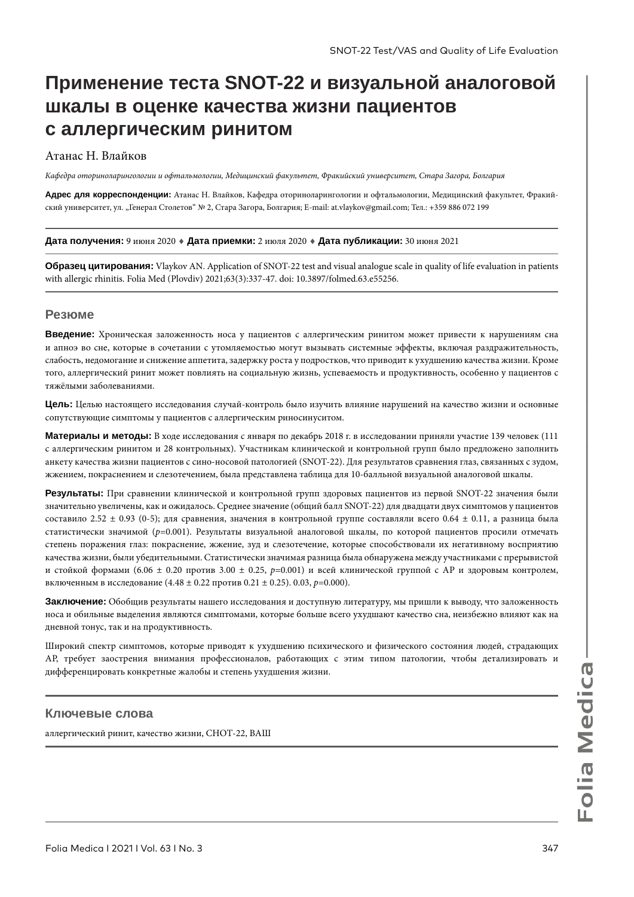# Применение теста SNOT-22 и визуальной аналоговой шкалы в оценке качества жизни пациентов с аллергическим ринитом

Атанас Н. Влайков

*Кафедра оториноларингологии и офтальмологии, Медицинский факультет, Фракийский университет, Стара Загора, Болгария*

**Адрес для корреспонденции:** Атанас Н. Влайков, Кафедра оториноларингологии и офтальмологии, Медицинский факультет, Фракийский университет, ул. „Генерал Столетов" № 2, Стара Загора, Болгария; E-mail: at.vlaykov@gmail.com; Тел.: +359 886 072 199

**Дата получения:** 9 июня 2020 ♦ **Дата приемки:** 2 июля 2020 ♦ **Дата публикации:** 30 июня 2021

**Образец цитирования:** Vlaykov AN. Application of SNOT-22 test and visual analogue scale in quality of life evaluation in patients with allergic rhinitis. Folia Med (Plovdiv) 2021;63(3):337-47. doi: 10.3897/folmed.63.e55256.

## Резюме

**Введение:** Хроническая заложенность носа у пациентов с аллергическим ринитом может привести к нарушениям сна и апноэ во сне, которые в сочетании с утомляемостью могут вызывать системные эффекты, включая раздражительность, слабость, недомогание и снижение аппетита, задержку роста у подростков, что приводит к ухудшению качества жизни. Кроме того, аллергический ринит может повлиять на социальную жизнь, успеваемость и продуктивность, особенно у пациентов с тяжёлыми заболеваниями.

**Цель:** Целью настоящего исследования случай-контроль было изучить влияние нарушений на качество жизни и основные сопутствующие симптомы у пациентов с аллергическим риносинуситом.

**Материалы и методы:** В ходе исследования с января по декабрь 2018 г. в исследовании приняли участие 139 человек (111 с аллергическим ринитом и 28 контрольных). Участникам клинической и контрольной групп было предложено заполнить анкету качества жизни пациентов с сино-носовой патологией (SNOT-22). Для результатов сравнения глаз, связанных с зудом, жжением, покраснением и слезотечением, была представлена таблица для 10-балльной визуальной аналоговой шкалы.

**Результаты:** При сравнении клинической и контрольной групп здоровых пациентов из первой SNOT-22 значения были значительно увеличены, как и ожидалось. Среднее значение (общий балл SNOT-22) для двадцати двух симптомов у пациентов составило 2.52 ± 0.93 (0-5); для сравнения, значения в контрольной группе составляли всего 0.64 ± 0.11, а разница была статистически значимой ($p$=0.001). Результаты визуальной аналоговой шкалы, по которой пациентов просили отмечать степень поражения глаз: покраснение, жжение, зуд и слезотечение, которые способствовали их негативному восприятию качества жизни, были убедительными. Статистически значимая разница была обнаружена между участниками с прерывистой и стойкой формами (6.06 ± 0.20 против 3.00 ± 0.25, $p$=0.001) и всей клинической группой с АР и здоровым контролем, включенным в исследование (4.48 ± 0.22 против 0.21 ± 0.25). 0.03, $p$=0.000).

**Заключение:** Обобщив результаты нашего исследования и доступную литературу, мы пришли к выводу, что заложенность носа и обильные выделения являются симптомами, которые больше всего ухудшают качество сна, неизбежно влияют как на дневной тонус, так и на продуктивность.

Широкий спектр симптомов, которые приводят к ухудшению психического и физического состояния людей, страдающих АР, требует заострения внимания профессионалов, работающих с этим типом патологии, чтобы детализировать и дифференцировать конкретные жалобы и степень ухудшения жизни.

## Ключевые слова

аллергический ринит, качество жизни, СНОТ-22, ВАШ